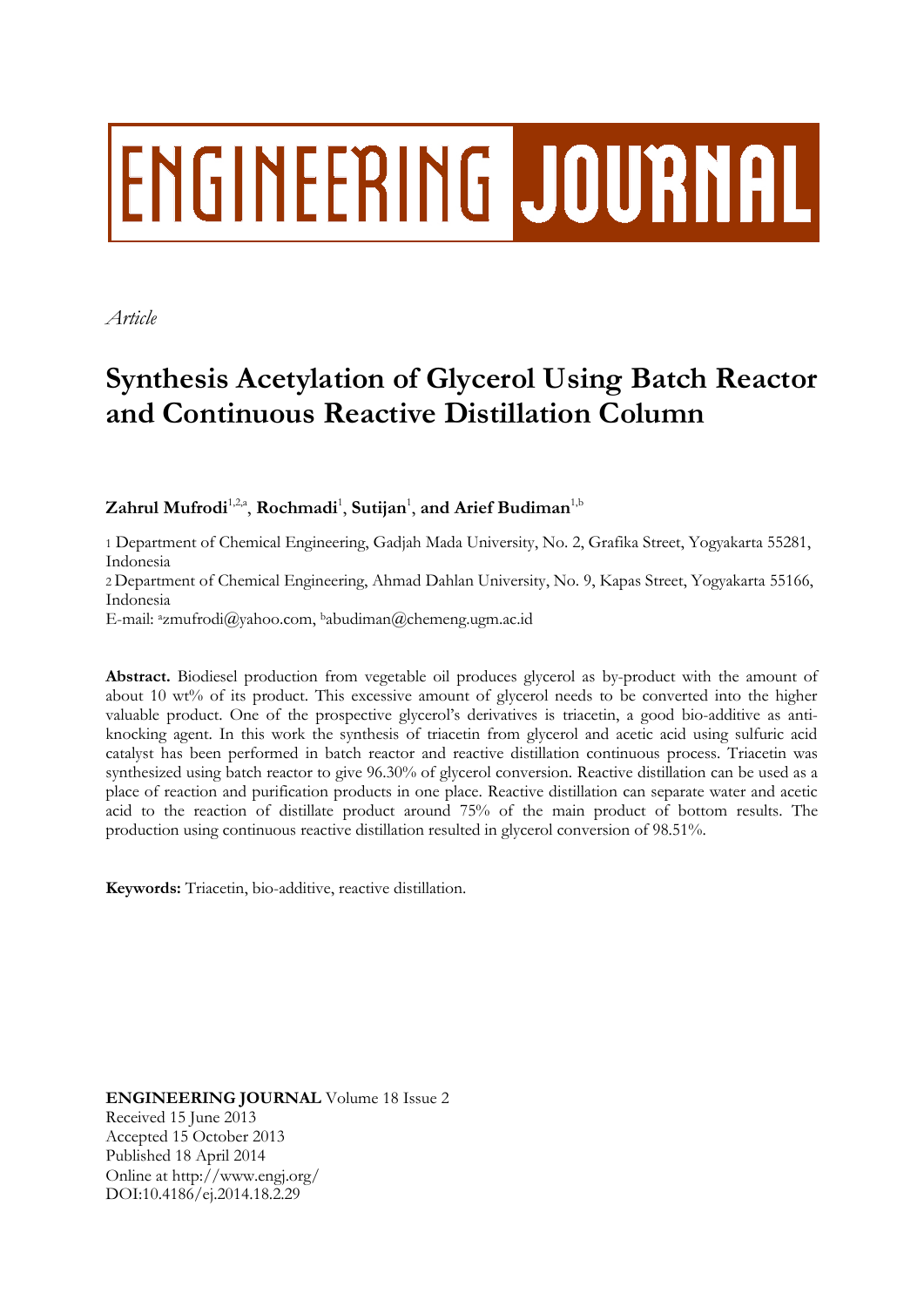ENGINEERING JOURNAL

*Article*

# Synthesis Acetylation of Glycerol Using Batch Reactor and Continuous Reactive Distillation Column

**Zahrul Mufrodi**[1,2,a], **Rochmadi**[1], **Sutijan**[1], **and Arief Budiman**[1,b]

1 Department of Chemical Engineering, Gadjah Mada University, No. 2, Grafika Street, Yogyakarta 55281, Indonesia

2 Department of Chemical Engineering, Ahmad Dahlan University, No. 9, Kapas Street, Yogyakarta 55166, Indonesia

E-mail: [a]zmufrodi@yahoo.com, [b]abudiman@chemeng.ugm.ac.id

**Abstract.** Biodiesel production from vegetable oil produces glycerol as by-product with the amount of about 10 wt% of its product. This excessive amount of glycerol needs to be converted into the higher valuable product. One of the prospective glycerol's derivatives is triacetin, a good bio-additive as anti-knocking agent. In this work the synthesis of triacetin from glycerol and acetic acid using sulfuric acid catalyst has been performed in batch reactor and reactive distillation continuous process. Triacetin was synthesized using batch reactor to give 96.30% of glycerol conversion. Reactive distillation can be used as a place of reaction and purification products in one place. Reactive distillation can separate water and acetic acid to the reaction of distillate product around 75% of the main product of bottom results. The production using continuous reactive distillation resulted in glycerol conversion of 98.51%.

**Keywords:** Triacetin, bio-additive, reactive distillation.

**ENGINEERING JOURNAL** Volume 18 Issue 2
Received 15 June 2013
Accepted 15 October 2013
Published 18 April 2014
Online at http://www.engj.org/
DOI:10.4186/ej.2014.18.2.29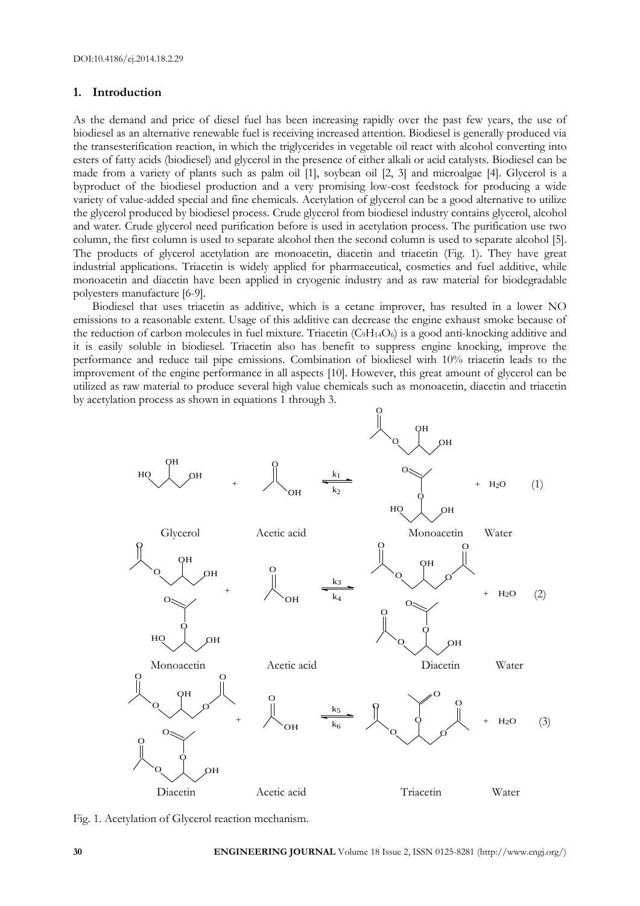DOI:10.4186/ej.2014.18.2.29

## 1. Introduction

As the demand and price of diesel fuel has been increasing rapidly over the past few years, the use of biodiesel as an alternative renewable fuel is receiving increased attention. Biodiesel is generally produced via the transesterification reaction, in which the triglycerides in vegetable oil react with alcohol converting into esters of fatty acids (biodiesel) and glycerol in the presence of either alkali or acid catalysts. Biodiesel can be made from a variety of plants such as palm oil [1], soybean oil [2, 3] and microalgae [4]. Glycerol is a byproduct of the biodiesel production and a very promising low-cost feedstock for producing a wide variety of value-added special and fine chemicals. Acetylation of glycerol can be a good alternative to utilize the glycerol produced by biodiesel process. Crude glycerol from biodiesel industry contains glycerol, alcohol and water. Crude glycerol need purification before is used in acetylation process. The purification use two column, the first column is used to separate alcohol then the second column is used to separate alcohol [5]. The products of glycerol acetylation are monoacetin, diacetin and triacetin (Fig. 1). They have great industrial applications. Triacetin is widely applied for pharmaceutical, cosmetics and fuel additive, while monoacetin and diacetin have been applied in cryogenic industry and as raw material for biodegradable polyesters manufacture [6-9].

Biodiesel that uses triacetin as additive, which is a cetane improver, has resulted in a lower NO emissions to a reasonable extent. Usage of this additive can decrease the engine exhaust smoke because of the reduction of carbon molecules in fuel mixture. Triacetin ($C_9H_{14}O_6$) is a good anti-knocking additive and it is easily soluble in biodiesel. Triacetin also has benefit to suppress engine knocking, improve the performance and reduce tail pipe emissions. Combination of biodiesel with 10% triacetin leads to the improvement of the engine performance in all aspects [10]. However, this great amount of glycerol can be utilized as raw material to produce several high value chemicals such as monoacetin, diacetin and triacetin by acetylation process as shown in equations 1 through 3.

$$\text{Glycerol} + \text{Acetic acid} \underset{k_2}{\overset{k_1}{\rightleftharpoons}} \text{Monoacetin} + H_2O \quad (1)$$

$$\text{Monoacetin} + \text{Acetic acid} \underset{k_4}{\overset{k_3}{\rightleftharpoons}} \text{Diacetin} + H_2O \quad (2)$$

$$\text{Diacetin} + \text{Acetic acid} \underset{k_6}{\overset{k_5}{\rightleftharpoons}} \text{Triacetin} + H_2O \quad (3)$$

Fig. 1. Acetylation of Glycerol reaction mechanism.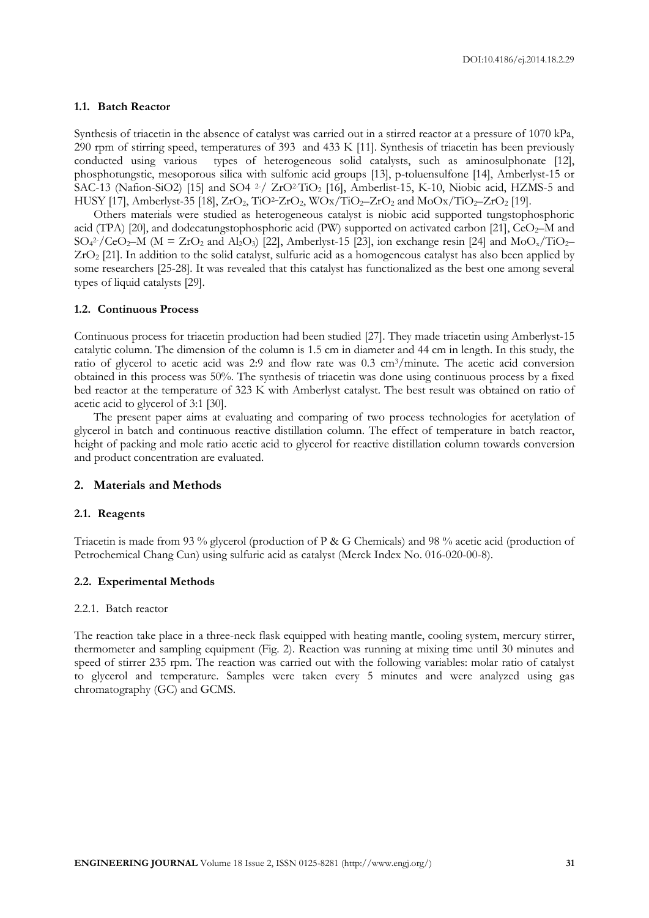### 1.1. Batch Reactor

Synthesis of triacetin in the absence of catalyst was carried out in a stirred reactor at a pressure of 1070 kPa, 290 rpm of stirring speed, temperatures of 393 and 433 K [11]. Synthesis of triacetin has been previously conducted using various types of heterogeneous solid catalysts, such as aminosulphonate [12], phosphotungstic, mesoporous silica with sulfonic acid groups [13], p-toluensulfone [14], Amberlyst-15 or SAC-13 (Nafion-SiO2) [15] and SO4 $^{2-}$/ $ZrO^{2-}TiO_2$ [16], Amberlist-15, K-10, Niobic acid, HZMS-5 and HUSY [17], Amberlyst-35 [18], $ZrO_2$, $TiO^{2-}ZrO_2$, $WOx/TiO_2–ZrO_2$ and $MoOx/TiO_2–ZrO_2$ [19].

Others materials were studied as heterogeneous catalyst is niobic acid supported tungstophosphoric acid (TPA) [20], and dodecatungstophosphoric acid (PW) supported on activated carbon [21], $CeO_2$–M and $SO_4^{2-}/CeO_2$–M (M = $ZrO_2$ and $Al_2O_3$) [22], Amberlyst-15 [23], ion exchange resin [24] and $MoO_x/TiO_2–ZrO_2$ [21]. In addition to the solid catalyst, sulfuric acid as a homogeneous catalyst has also been applied by some researchers [25-28]. It was revealed that this catalyst has functionalized as the best one among several types of liquid catalysts [29].

### 1.2. Continuous Process

Continuous process for triacetin production had been studied [27]. They made triacetin using Amberlyst-15 catalytic column. The dimension of the column is 1.5 cm in diameter and 44 cm in length. In this study, the ratio of glycerol to acetic acid was 2:9 and flow rate was 0.3 $cm^3$/minute. The acetic acid conversion obtained in this process was 50%. The synthesis of triacetin was done using continuous process by a fixed bed reactor at the temperature of 323 K with Amberlyst catalyst. The best result was obtained on ratio of acetic acid to glycerol of 3:1 [30].

The present paper aims at evaluating and comparing of two process technologies for acetylation of glycerol in batch and continuous reactive distillation column. The effect of temperature in batch reactor, height of packing and mole ratio acetic acid to glycerol for reactive distillation column towards conversion and product concentration are evaluated.

## 2. Materials and Methods

### 2.1. Reagents

Triacetin is made from 93 % glycerol (production of P & G Chemicals) and 98 % acetic acid (production of Petrochemical Chang Cun) using sulfuric acid as catalyst (Merck Index No. 016-020-00-8).

### 2.2. Experimental Methods

#### 2.2.1. Batch reactor

The reaction take place in a three-neck flask equipped with heating mantle, cooling system, mercury stirrer, thermometer and sampling equipment (Fig. 2). Reaction was running at mixing time until 30 minutes and speed of stirrer 235 rpm. The reaction was carried out with the following variables: molar ratio of catalyst to glycerol and temperature. Samples were taken every 5 minutes and were analyzed using gas chromatography (GC) and GCMS.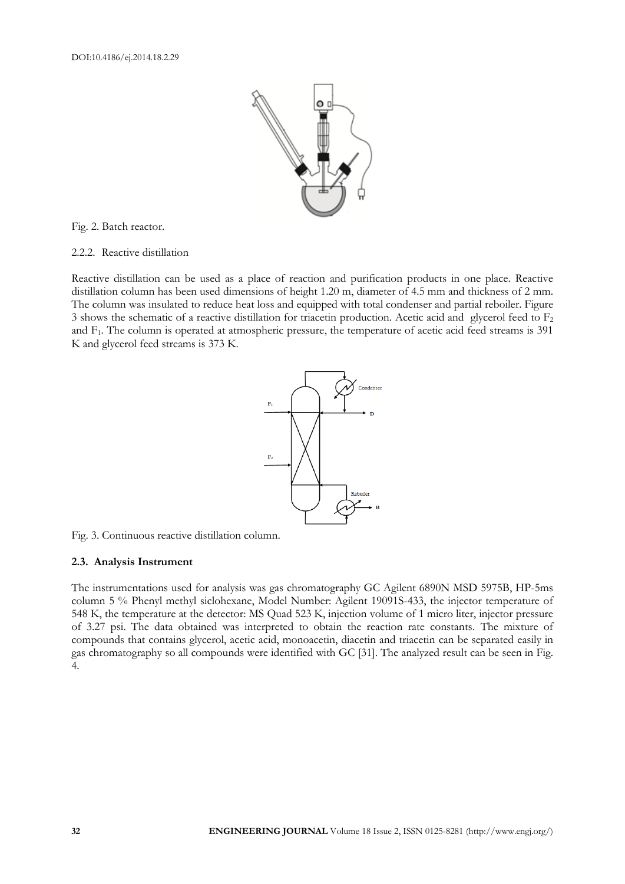Fig. 2. Batch reactor.

### 2.2.2. Reactive distillation

Reactive distillation can be used as a place of reaction and purification products in one place. Reactive distillation column has been used dimensions of height 1.20 m, diameter of 4.5 mm and thickness of 2 mm. The column was insulated to reduce heat loss and equipped with total condenser and partial reboiler. Figure 3 shows the schematic of a reactive distillation for triacetin production. Acetic acid and glycerol feed to $F_2$ and $F_1$. The column is operated at atmospheric pressure, the temperature of acetic acid feed streams is 391 K and glycerol feed streams is 373 K.

Fig. 3. Continuous reactive distillation column.

## 2.3. Analysis Instrument

The instrumentations used for analysis was gas chromatography GC Agilent 6890N MSD 5975B, HP-5ms column 5 % Phenyl methyl siclohexane, Model Number: Agilent 19091S-433, the injector temperature of 548 K, the temperature at the detector: MS Quad 523 K, injection volume of 1 micro liter, injector pressure of 3.27 psi. The data obtained was interpreted to obtain the reaction rate constants. The mixture of compounds that contains glycerol, acetic acid, monoacetin, diacetin and triacetin can be separated easily in gas chromatography so all compounds were identified with GC [31]. The analyzed result can be seen in Fig. 4.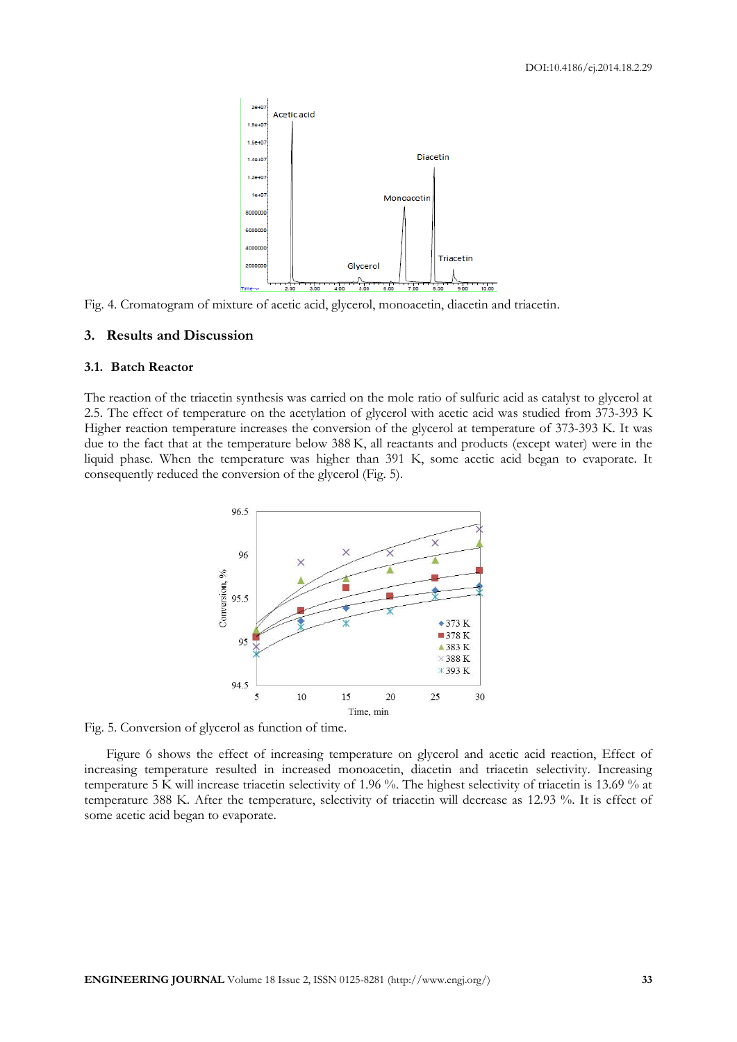Fig. 4. Cromatogram of mixture of acetic acid, glycerol, monoacetin, diacetin and triacetin.

## 3. Results and Discussion

### 3.1. Batch Reactor

The reaction of the triacetin synthesis was carried on the mole ratio of sulfuric acid as catalyst to glycerol at 2.5. The effect of temperature on the acetylation of glycerol with acetic acid was studied from 373-393 K Higher reaction temperature increases the conversion of the glycerol at temperature of 373-393 K. It was due to the fact that at the temperature below 388 K, all reactants and products (except water) were in the liquid phase. When the temperature was higher than 391 K, some acetic acid began to evaporate. It consequently reduced the conversion of the glycerol (Fig. 5).

Fig. 5. Conversion of glycerol as function of time.

Figure 6 shows the effect of increasing temperature on glycerol and acetic acid reaction, Effect of increasing temperature resulted in increased monoacetin, diacetin and triacetin selectivity. Increasing temperature 5 K will increase triacetin selectivity of 1.96 %. The highest selectivity of triacetin is 13.69 % at temperature 388 K. After the temperature, selectivity of triacetin will decrease as 12.93 %. It is effect of some acetic acid began to evaporate.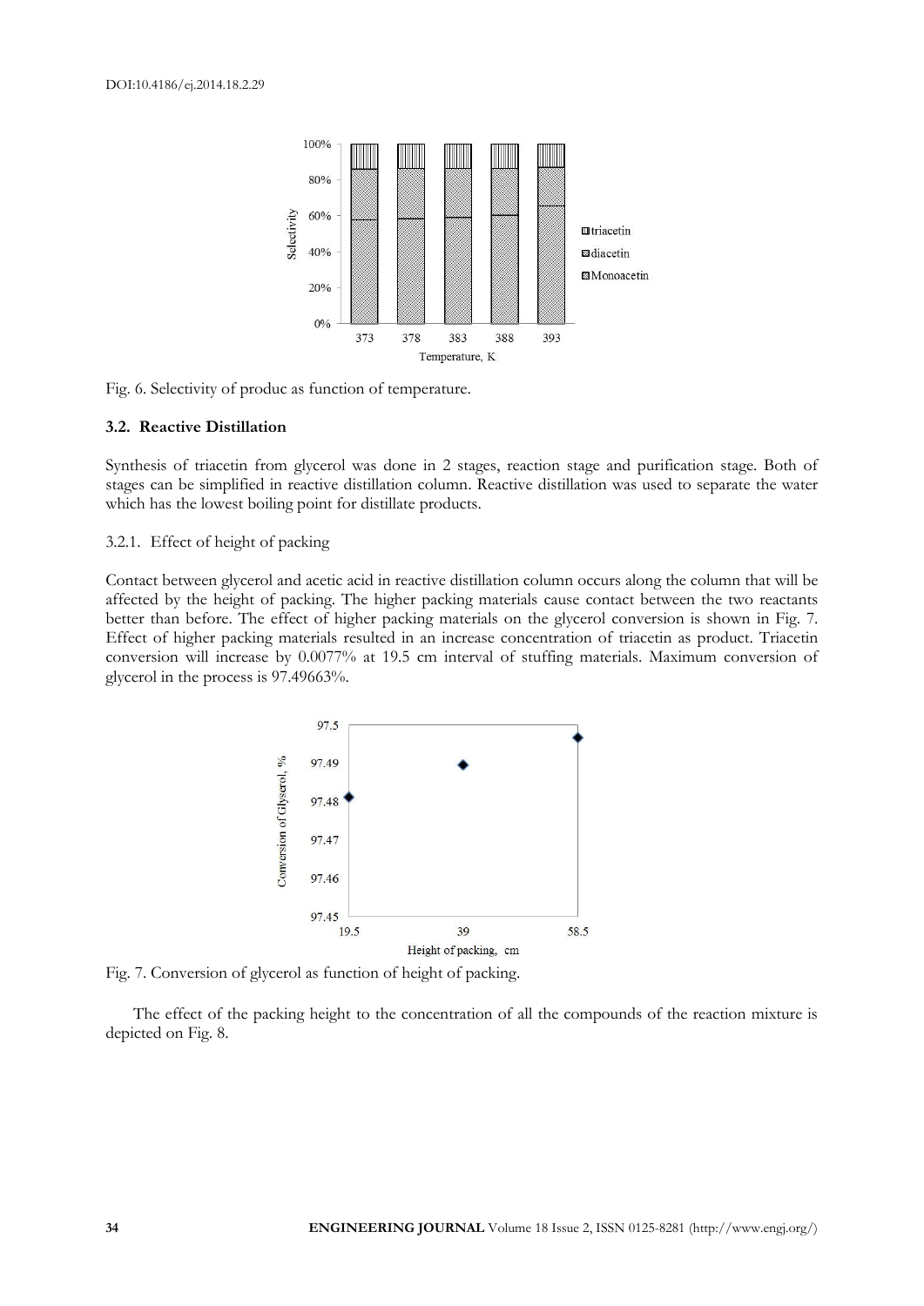Fig. 6. Selectivity of produc as function of temperature.

### 3.2. Reactive Distillation

Synthesis of triacetin from glycerol was done in 2 stages, reaction stage and purification stage. Both of stages can be simplified in reactive distillation column. Reactive distillation was used to separate the water which has the lowest boiling point for distillate products.

#### 3.2.1. Effect of height of packing

Contact between glycerol and acetic acid in reactive distillation column occurs along the column that will be affected by the height of packing. The higher packing materials cause contact between the two reactants better than before. The effect of higher packing materials on the glycerol conversion is shown in Fig. 7. Effect of higher packing materials resulted in an increase concentration of triacetin as product. Triacetin conversion will increase by 0.0077% at 19.5 cm interval of stuffing materials. Maximum conversion of glycerol in the process is 97.49663%.

Fig. 7. Conversion of glycerol as function of height of packing.

The effect of the packing height to the concentration of all the compounds of the reaction mixture is depicted on Fig. 8.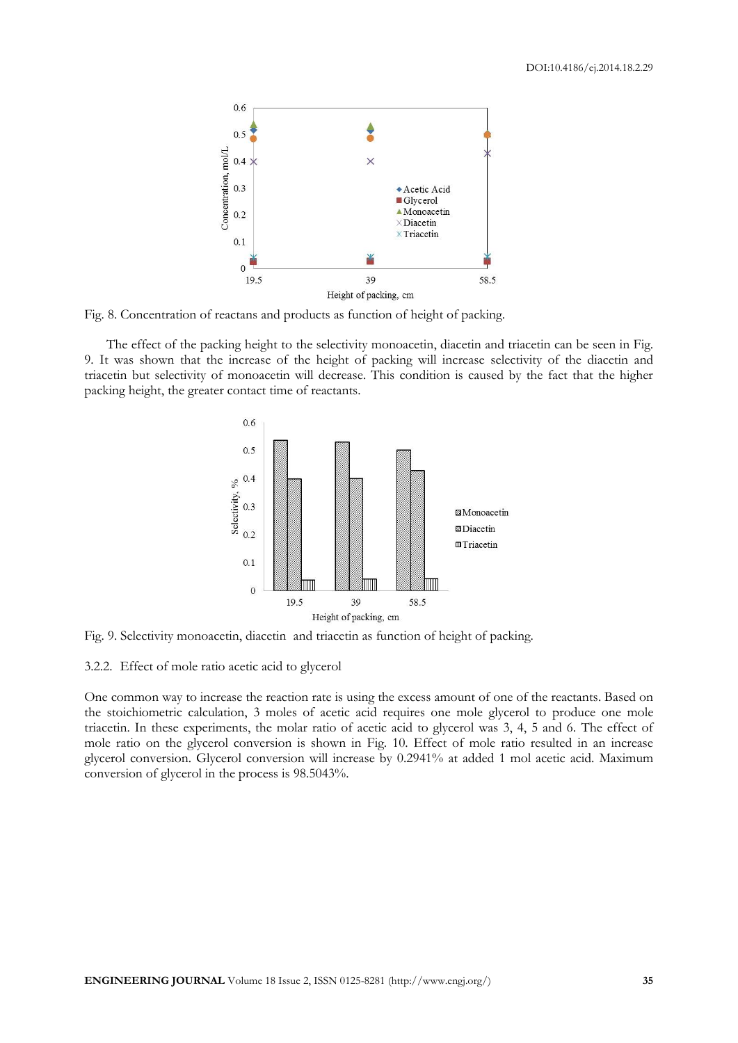Fig. 8. Concentration of reactans and products as function of height of packing.

The effect of the packing height to the selectivity monoacetin, diacetin and triacetin can be seen in Fig. 9. It was shown that the increase of the height of packing will increase selectivity of the diacetin and triacetin but selectivity of monoacetin will decrease. This condition is caused by the fact that the higher packing height, the greater contact time of reactants.

Fig. 9. Selectivity monoacetin, diacetin and triacetin as function of height of packing.

3.2.2. Effect of mole ratio acetic acid to glycerol

One common way to increase the reaction rate is using the excess amount of one of the reactants. Based on the stoichiometric calculation, 3 moles of acetic acid requires one mole glycerol to produce one mole triacetin. In these experiments, the molar ratio of acetic acid to glycerol was 3, 4, 5 and 6. The effect of mole ratio on the glycerol conversion is shown in Fig. 10. Effect of mole ratio resulted in an increase glycerol conversion. Glycerol conversion will increase by 0.2941% at added 1 mol acetic acid. Maximum conversion of glycerol in the process is 98.5043%.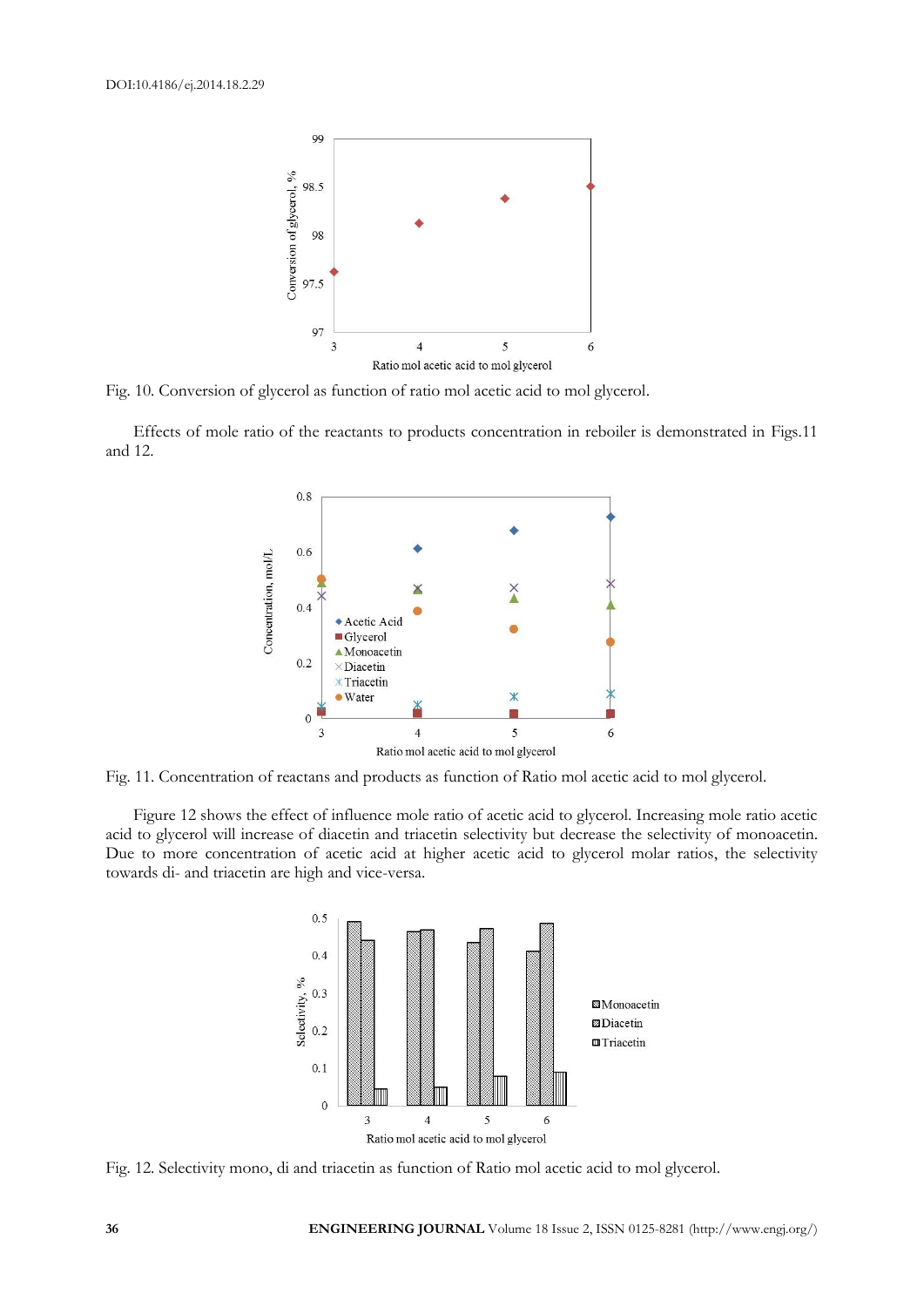Fig. 10. Conversion of glycerol as function of ratio mol acetic acid to mol glycerol.

Effects of mole ratio of the reactants to products concentration in reboiler is demonstrated in Figs.11 and 12.

Fig. 11. Concentration of reactans and products as function of Ratio mol acetic acid to mol glycerol.

Figure 12 shows the effect of influence mole ratio of acetic acid to glycerol. Increasing mole ratio acetic acid to glycerol will increase of diacetin and triacetin selectivity but decrease the selectivity of monoacetin. Due to more concentration of acetic acid at higher acetic acid to glycerol molar ratios, the selectivity towards di- and triacetin are high and vice-versa.

Fig. 12. Selectivity mono, di and triacetin as function of Ratio mol acetic acid to mol glycerol.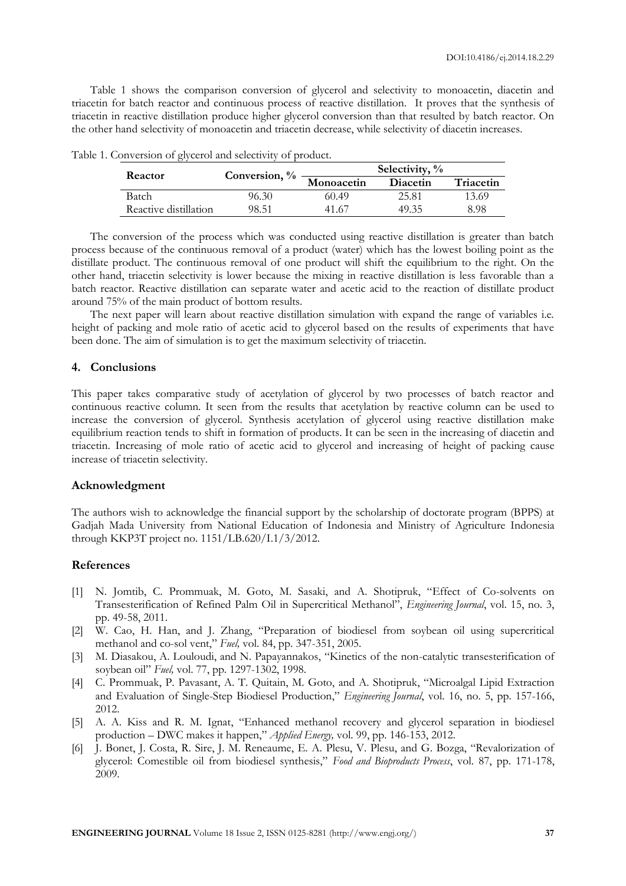Table 1 shows the comparison conversion of glycerol and selectivity to monoacetin, diacetin and triacetin for batch reactor and continuous process of reactive distillation. It proves that the synthesis of triacetin in reactive distillation produce higher glycerol conversion than that resulted by batch reactor. On the other hand selectivity of monoacetin and triacetin decrease, while selectivity of diacetin increases.

Table 1. Conversion of glycerol and selectivity of product.

| Reactor | Conversion, % | Selectivity, % | | |
|---|---|---|---|---|
| | | Monoacetin | Diacetin | Triacetin |
| Batch | 96.30 | 60.49 | 25.81 | 13.69 |
| Reactive distillation | 98.51 | 41.67 | 49.35 | 8.98 |

The conversion of the process which was conducted using reactive distillation is greater than batch process because of the continuous removal of a product (water) which has the lowest boiling point as the distillate product. The continuous removal of one product will shift the equilibrium to the right. On the other hand, triacetin selectivity is lower because the mixing in reactive distillation is less favorable than a batch reactor. Reactive distillation can separate water and acetic acid to the reaction of distillate product around 75% of the main product of bottom results.

The next paper will learn about reactive distillation simulation with expand the range of variables i.e. height of packing and mole ratio of acetic acid to glycerol based on the results of experiments that have been done. The aim of simulation is to get the maximum selectivity of triacetin.

## 4. Conclusions

This paper takes comparative study of acetylation of glycerol by two processes of batch reactor and continuous reactive column. It seen from the results that acetylation by reactive column can be used to increase the conversion of glycerol. Synthesis acetylation of glycerol using reactive distillation make equilibrium reaction tends to shift in formation of products. It can be seen in the increasing of diacetin and triacetin. Increasing of mole ratio of acetic acid to glycerol and increasing of height of packing cause increase of triacetin selectivity.

## Acknowledgment

The authors wish to acknowledge the financial support by the scholarship of doctorate program (BPPS) at Gadjah Mada University from National Education of Indonesia and Ministry of Agriculture Indonesia through KKP3T project no. 1151/LB.620/I.1/3/2012.

## References

[1] N. Jomtib, C. Prommuak, M. Goto, M. Sasaki, and A. Shotipruk, "Effect of Co-solvents on Transesterification of Refined Palm Oil in Supercritical Methanol", *Engineering Journal*, vol. 15, no. 3, pp. 49-58, 2011.

[2] W. Cao, H. Han, and J. Zhang, "Preparation of biodiesel from soybean oil using supercritical methanol and co-sol vent," *Fuel,* vol. 84, pp. 347-351, 2005.

[3] M. Diasakou, A. Louloudi, and N. Papayannakos, "Kinetics of the non-catalytic transesterification of soybean oil" *Fuel,* vol. 77, pp. 1297-1302, 1998.

[4] C. Prommuak, P. Pavasant, A. T. Quitain, M. Goto, and A. Shotipruk, "Microalgal Lipid Extraction and Evaluation of Single-Step Biodiesel Production," *Engineering Journal*, vol. 16, no. 5, pp. 157-166, 2012.

[5] A. A. Kiss and R. M. Ignat, "Enhanced methanol recovery and glycerol separation in biodiesel production – DWC makes it happen," *Applied Energy,* vol. 99, pp. 146-153, 2012.

[6] J. Bonet, J. Costa, R. Sire, J. M. Reneaume, E. A. Plesu, V. Plesu, and G. Bozga, "Revalorization of glycerol: Comestible oil from biodiesel synthesis," *Food and Bioproducts Process*, vol. 87, pp. 171-178, 2009.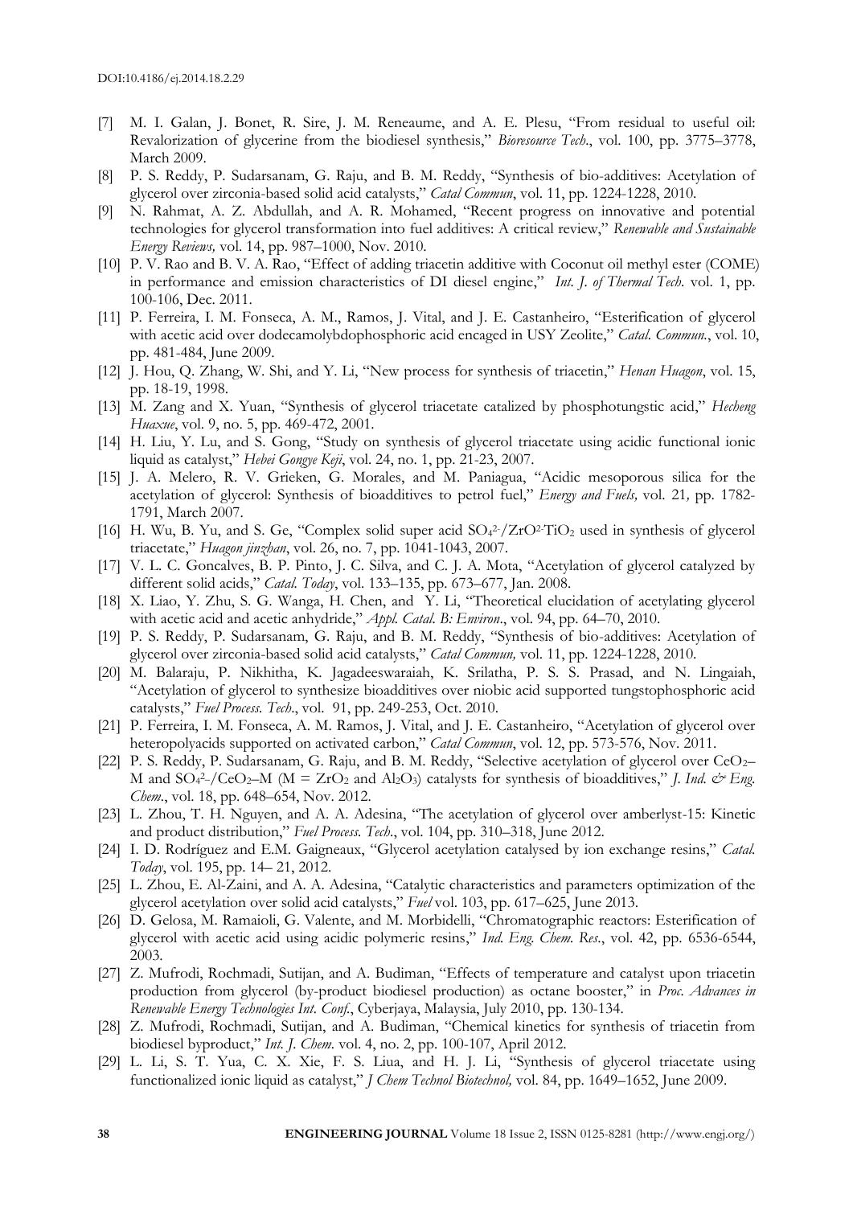- [7] M. I. Galan, J. Bonet, R. Sire, J. M. Reneaume, and A. E. Plesu, "From residual to useful oil: Revalorization of glycerine from the biodiesel synthesis," *Bioresource Tech*., vol. 100, pp. 3775–3778, March 2009.
- [8] P. S. Reddy, P. Sudarsanam, G. Raju, and B. M. Reddy, "Synthesis of bio-additives: Acetylation of glycerol over zirconia-based solid acid catalysts," *Catal Commun*, vol. 11, pp. 1224-1228, 2010.
- [9] N. Rahmat, A. Z. Abdullah, and A. R. Mohamed, "Recent progress on innovative and potential technologies for glycerol transformation into fuel additives: A critical review," *Renewable and Sustainable Energy Reviews,* vol. 14, pp. 987–1000, Nov. 2010.
- [10] P. V. Rao and B. V. A. Rao, "Effect of adding triacetin additive with Coconut oil methyl ester (COME) in performance and emission characteristics of DI diesel engine," *Int. J. of Thermal Tech*. vol. 1, pp. 100-106, Dec. 2011.
- [11] P. Ferreira, I. M. Fonseca, A. M., Ramos, J. Vital, and J. E. Castanheiro, "Esterification of glycerol with acetic acid over dodecamolybdophosphoric acid encaged in USY Zeolite," *Catal. Commun.*, vol. 10, pp. 481-484, June 2009.
- [12] J. Hou, Q. Zhang, W. Shi, and Y. Li, "New process for synthesis of triacetin," *Henan Huagon*, vol. 15, pp. 18-19, 1998.
- [13] M. Zang and X. Yuan, "Synthesis of glycerol triacetate catalized by phosphotungstic acid," *Hecheng Huaxue*, vol. 9, no. 5, pp. 469-472, 2001.
- [14] H. Liu, Y. Lu, and S. Gong, "Study on synthesis of glycerol triacetate using acidic functional ionic liquid as catalyst," *Hebei Gongye Keji*, vol. 24, no. 1, pp. 21-23, 2007.
- [15] J. A. Melero, R. V. Grieken, G. Morales, and M. Paniagua, "Acidic mesoporous silica for the acetylation of glycerol: Synthesis of bioadditives to petrol fuel," *Energy and Fuels,* vol. 21*,* pp. 1782-1791, March 2007.
- [16] H. Wu, B. Yu, and S. Ge, "Complex solid super acid $SO_4^{2-}/ZrO^{2}TiO_2$ used in synthesis of glycerol triacetate," *Huagon jinzhan*, vol. 26, no. 7, pp. 1041-1043, 2007.
- [17] V. L. C. Goncalves, B. P. Pinto, J. C. Silva, and C. J. A. Mota, "Acetylation of glycerol catalyzed by different solid acids," *Catal. Today*, vol. 133–135, pp. 673–677, Jan. 2008.
- [18] X. Liao, Y. Zhu, S. G. Wanga, H. Chen, and Y. Li, "Theoretical elucidation of acetylating glycerol with acetic acid and acetic anhydride," *Appl. Catal. B: Environ*., vol. 94, pp. 64–70, 2010.
- [19] P. S. Reddy, P. Sudarsanam, G. Raju, and B. M. Reddy, "Synthesis of bio-additives: Acetylation of glycerol over zirconia-based solid acid catalysts," *Catal Commun,* vol. 11, pp. 1224-1228, 2010.
- [20] M. Balaraju, P. Nikhitha, K. Jagadeeswaraiah, K. Srilatha, P. S. S. Prasad, and N. Lingaiah, "Acetylation of glycerol to synthesize bioadditives over niobic acid supported tungstophosphoric acid catalysts," *Fuel Process. Tech*., vol. 91, pp. 249-253, Oct. 2010.
- [21] P. Ferreira, I. M. Fonseca, A. M. Ramos, J. Vital, and J. E. Castanheiro, "Acetylation of glycerol over heteropolyacids supported on activated carbon," *Catal Commun*, vol. 12, pp. 573-576, Nov. 2011.
- [22] P. S. Reddy, P. Sudarsanam, G. Raju, and B. M. Reddy, "Selective acetylation of glycerol over $CeO_2$–M and $SO_4^{2-}/CeO_2$–M (M = $ZrO_2$ and $Al_2O_3$) catalysts for synthesis of bioadditives," *J. Ind. & Eng. Chem*., vol. 18, pp. 648–654, Nov. 2012.
- [23] L. Zhou, T. H. Nguyen, and A. A. Adesina, "The acetylation of glycerol over amberlyst-15: Kinetic and product distribution," *Fuel Process. Tech*., vol. 104, pp. 310–318, June 2012.
- [24] I. D. Rodríguez and E.M. Gaigneaux, "Glycerol acetylation catalysed by ion exchange resins," *Catal. Today*, vol. 195, pp. 14– 21, 2012.
- [25] L. Zhou, E. Al-Zaini, and A. A. Adesina, "Catalytic characteristics and parameters optimization of the glycerol acetylation over solid acid catalysts," *Fuel* vol. 103, pp. 617–625, June 2013.
- [26] D. Gelosa, M. Ramaioli, G. Valente, and M. Morbidelli, "Chromatographic reactors: Esterification of glycerol with acetic acid using acidic polymeric resins," *Ind. Eng. Chem. Res*., vol. 42, pp. 6536-6544, 2003.
- [27] Z. Mufrodi, Rochmadi, Sutijan, and A. Budiman, "Effects of temperature and catalyst upon triacetin production from glycerol (by-product biodiesel production) as octane booster," in *Proc. Advances in Renewable Energy Technologies Int. Conf.*, Cyberjaya, Malaysia, July 2010, pp. 130-134.
- [28] Z. Mufrodi, Rochmadi, Sutijan, and A. Budiman, "Chemical kinetics for synthesis of triacetin from biodiesel byproduct," *Int. J. Chem*. vol. 4, no. 2, pp. 100-107, April 2012.
- [29] L. Li, S. T. Yua, C. X. Xie, F. S. Liua, and H. J. Li, "Synthesis of glycerol triacetate using functionalized ionic liquid as catalyst," *J Chem Technol Biotechnol,* vol. 84, pp. 1649–1652, June 2009.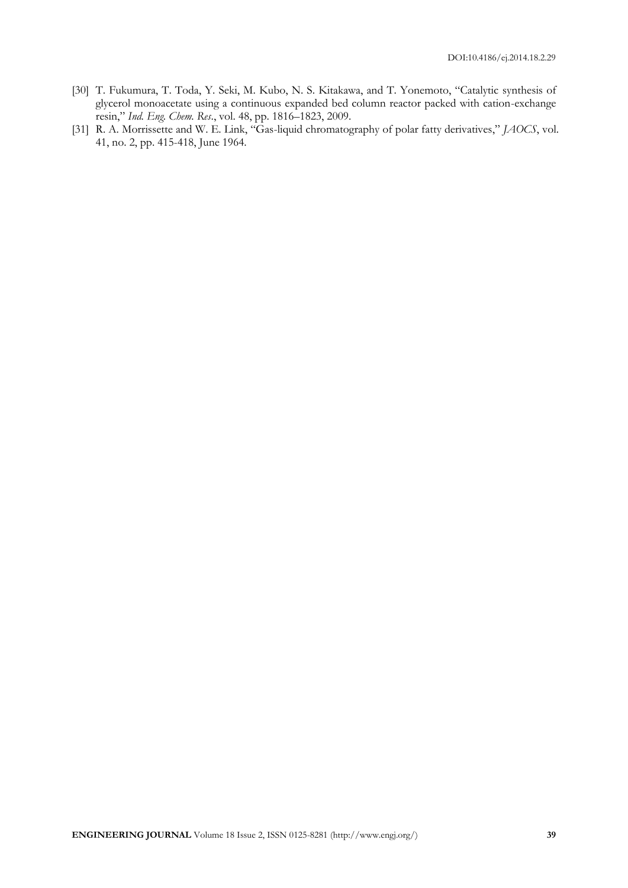[30] T. Fukumura, T. Toda, Y. Seki, M. Kubo, N. S. Kitakawa, and T. Yonemoto, "Catalytic synthesis of glycerol monoacetate using a continuous expanded bed column reactor packed with cation-exchange resin," *Ind. Eng. Chem. Res.*, vol. 48, pp. 1816–1823, 2009.

[31] R. A. Morrissette and W. E. Link, "Gas-liquid chromatography of polar fatty derivatives," *JAOCS*, vol. 41, no. 2, pp. 415-418, June 1964.